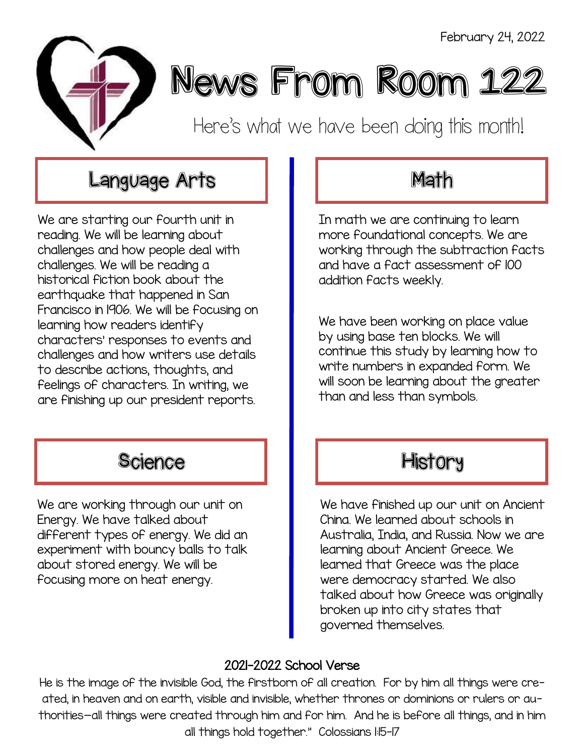February 24, 2022

# News From Room 122

Here's what we have been doing this month!

## Language Arts

We are starting our fourth unit in reading. We will be learning about challenges and how people deal with challenges. We will be reading a historical fiction book about the earthquake that happened in San Francisco in 1906. We will be focusing on learning how readers identify characters' responses to events and challenges and how writers use details to describe actions, thoughts, and feelings of characters. In writing, we are finishing up our president reports.

## Math

In math we are continuing to learn more foundational concepts. We are working through the subtraction facts and have a fact assessment of 100 addition facts weekly.

We have been working on place value by using base ten blocks. We will continue this study by learning how to write numbers in expanded form. We will soon be learning about the greater than and less than symbols.

## Science

We are working through our unit on Energy. We have talked about different types of energy. We did an experiment with bouncy balls to talk about stored energy. We will be focusing more on heat energy.

## History

We have finished up our unit on Ancient China. We learned about schools in Australia, India, and Russia. Now we are learning about Ancient Greece. We learned that Greece was the place were democracy started. We also talked about how Greece was originally broken up into city states that governed themselves.

### 2021-2022 School Verse

He is the image of the invisible God, the firstborn of all creation. For by him all things were created, in heaven and on earth, visible and invisible, whether thrones or dominions or rulers or authorities—all things were created through him and for him. And he is before all things, and in him all things hold together." Colossians 1:15-17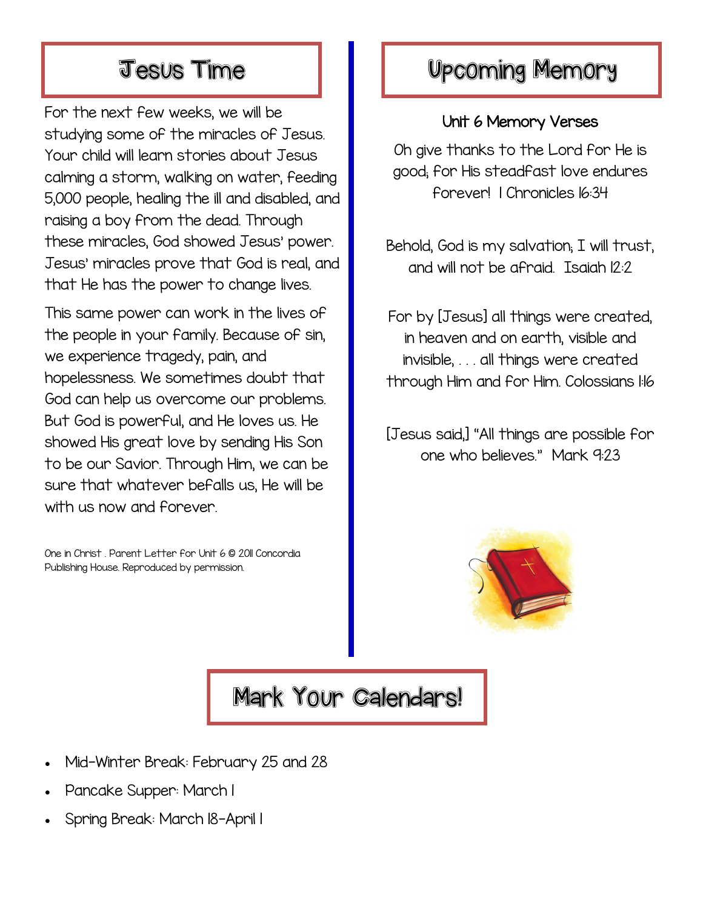## Jesus Time

For the next few weeks, we will be studying some of the miracles of Jesus. Your child will learn stories about Jesus calming a storm, walking on water, feeding 5,000 people, healing the ill and disabled, and raising a boy from the dead. Through these miracles, God showed Jesus' power. Jesus' miracles prove that God is real, and that He has the power to change lives.

This same power can work in the lives of the people in your family. Because of sin, we experience tragedy, pain, and hopelessness. We sometimes doubt that God can help us overcome our problems. But God is powerful, and He loves us. He showed His great love by sending His Son to be our Savior. Through Him, we can be sure that whatever befalls us, He will be with us now and forever.

One in Christ . Parent Letter for Unit 6 © 2011 Concordia Publishing House. Reproduced by permission.

## Upcoming Memory

**Unit 6 Memory Verses**

Oh give thanks to the Lord for He is good; for His steadfast love endures forever! I Chronicles 16:34

Behold, God is my salvation; I will trust, and will not be afraid. Isaiah 12:2

For by [Jesus] all things were created, in heaven and on earth, visible and invisible, . . . all things were created through Him and for Him. Colossians 1:16

[Jesus said,] "All things are possible for one who believes." Mark 9:23

## Mark Your Calendars!

- Mid-Winter Break: February 25 and 28
- Pancake Supper: March 1
- Spring Break: March 18-April 1